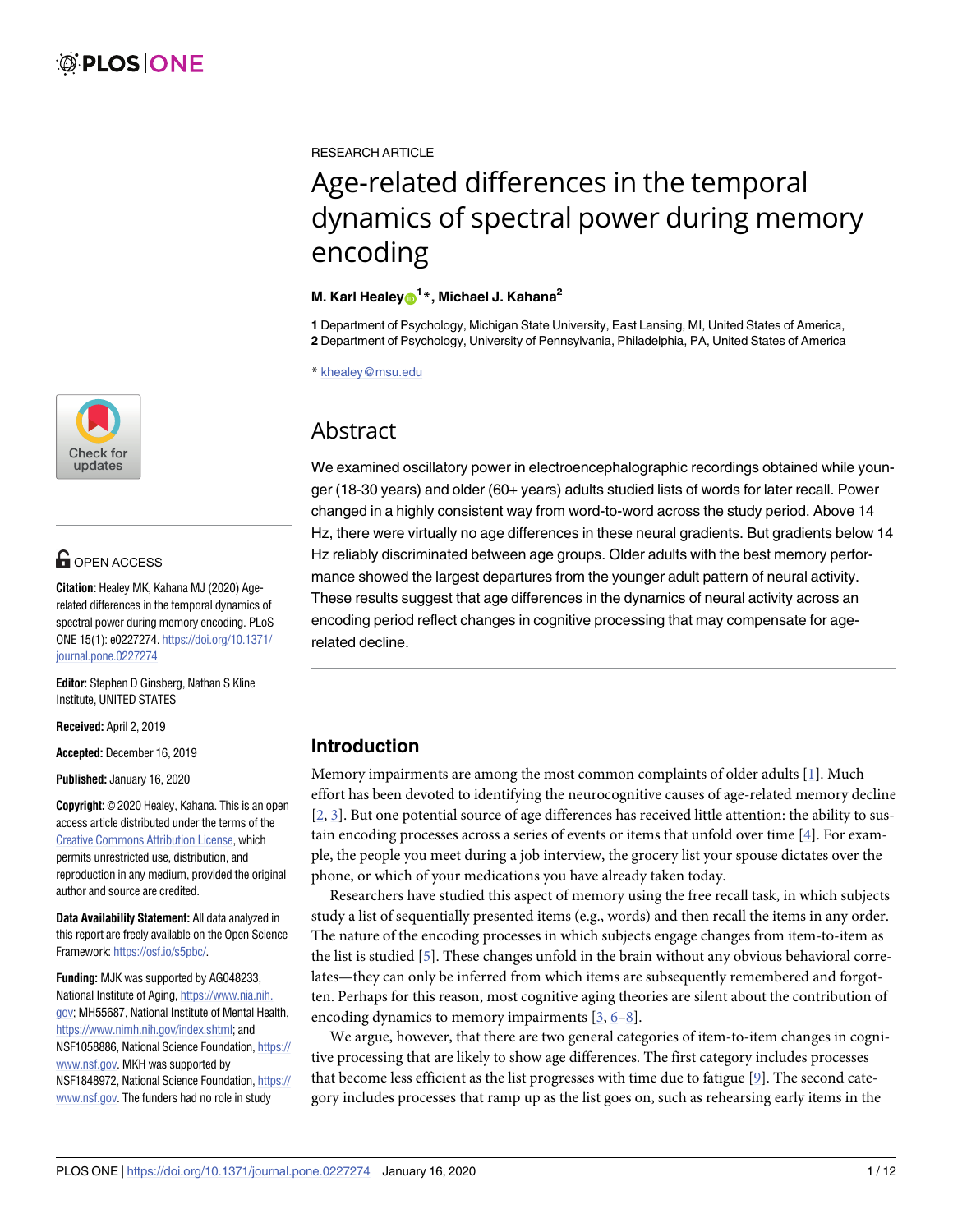RESEARCH ARTICLE

# Age-related differences in the temporal dynamics of spectral power during memory encoding

**M. Karl Healey[1]*, Michael J. Kahana[2]**

**1** Department of Psychology, Michigan State University, East Lansing, MI, United States of America, **2** Department of Psychology, University of Pennsylvania, Philadelphia, PA, United States of America

* khealey@msu.edu

## Abstract

We examined oscillatory power in electroencephalographic recordings obtained while younger (18-30 years) and older (60+ years) adults studied lists of words for later recall. Power changed in a highly consistent way from word-to-word across the study period. Above 14 Hz, there were virtually no age differences in these neural gradients. But gradients below 14 Hz reliably discriminated between age groups. Older adults with the best memory performance showed the largest departures from the younger adult pattern of neural activity. These results suggest that age differences in the dynamics of neural activity across an encoding period reflect changes in cognitive processing that may compensate for age-related decline.

OPEN ACCESS

**Citation:** Healey MK, Kahana MJ (2020) Age-related differences in the temporal dynamics of spectral power during memory encoding. PLoS ONE 15(1): e0227274. https://doi.org/10.1371/journal.pone.0227274

**Editor:** Stephen D Ginsberg, Nathan S Kline Institute, UNITED STATES

**Received:** April 2, 2019

**Accepted:** December 16, 2019

**Published:** January 16, 2020

**Copyright:** © 2020 Healey, Kahana. This is an open access article distributed under the terms of the Creative Commons Attribution License, which permits unrestricted use, distribution, and reproduction in any medium, provided the original author and source are credited.

**Data Availability Statement:** All data analyzed in this report are freely available on the Open Science Framework: https://osf.io/s5pbc/.

**Funding:** MJK was supported by AG048233, National Institute of Aging, https://www.nia.nih.gov; MH55687, National Institute of Mental Health, https://www.nimh.nih.gov/index.shtml; and NSF1058886, National Science Foundation, https://www.nsf.gov. MKH was supported by NSF1848972, National Science Foundation, https://www.nsf.gov. The funders had no role in study

## Introduction

Memory impairments are among the most common complaints of older adults [1]. Much effort has been devoted to identifying the neurocognitive causes of age-related memory decline [2, 3]. But one potential source of age differences has received little attention: the ability to sustain encoding processes across a series of events or items that unfold over time [4]. For example, the people you meet during a job interview, the grocery list your spouse dictates over the phone, or which of your medications you have already taken today.

Researchers have studied this aspect of memory using the free recall task, in which subjects study a list of sequentially presented items (e.g., words) and then recall the items in any order. The nature of the encoding processes in which subjects engage changes from item-to-item as the list is studied [5]. These changes unfold in the brain without any obvious behavioral correlates—they can only be inferred from which items are subsequently remembered and forgotten. Perhaps for this reason, most cognitive aging theories are silent about the contribution of encoding dynamics to memory impairments [3, 6–8].

We argue, however, that there are two general categories of item-to-item changes in cognitive processing that are likely to show age differences. The first category includes processes that become less efficient as the list progresses with time due to fatigue [9]. The second category includes processes that ramp up as the list goes on, such as rehearsing early items in the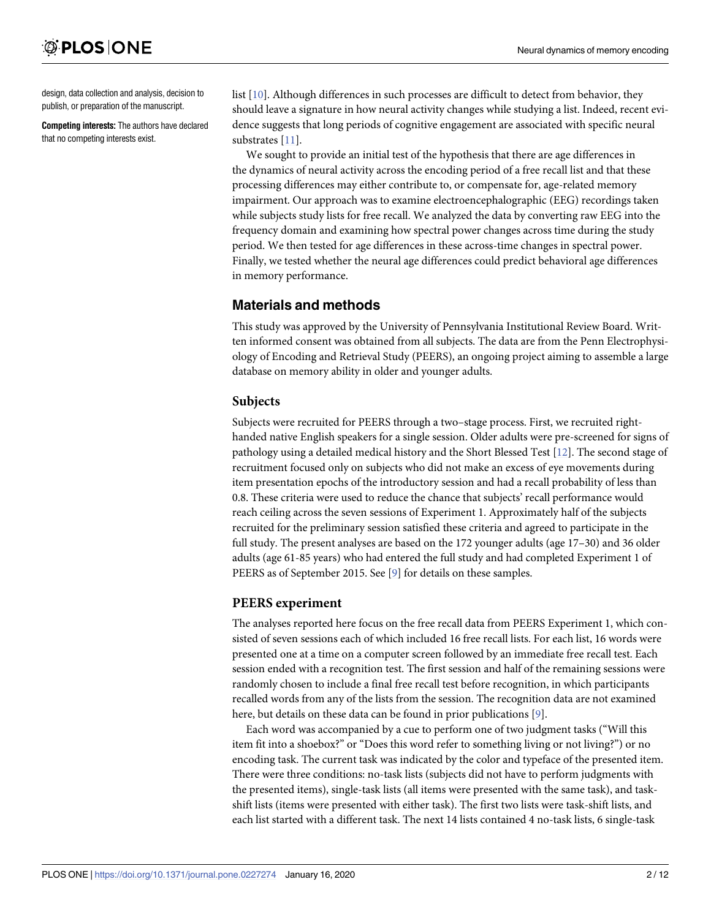design, data collection and analysis, decision to publish, or preparation of the manuscript.

**Competing interests:** The authors have declared that no competing interests exist.

list [10]. Although differences in such processes are difficult to detect from behavior, they should leave a signature in how neural activity changes while studying a list. Indeed, recent evidence suggests that long periods of cognitive engagement are associated with specific neural substrates [11].

We sought to provide an initial test of the hypothesis that there are age differences in the dynamics of neural activity across the encoding period of a free recall list and that these processing differences may either contribute to, or compensate for, age-related memory impairment. Our approach was to examine electroencephalographic (EEG) recordings taken while subjects study lists for free recall. We analyzed the data by converting raw EEG into the frequency domain and examining how spectral power changes across time during the study period. We then tested for age differences in these across-time changes in spectral power. Finally, we tested whether the neural age differences could predict behavioral age differences in memory performance.

## Materials and methods

This study was approved by the University of Pennsylvania Institutional Review Board. Written informed consent was obtained from all subjects. The data are from the Penn Electrophysiology of Encoding and Retrieval Study (PEERS), an ongoing project aiming to assemble a large database on memory ability in older and younger adults.

### Subjects

Subjects were recruited for PEERS through a two–stage process. First, we recruited right-handed native English speakers for a single session. Older adults were pre-screened for signs of pathology using a detailed medical history and the Short Blessed Test [12]. The second stage of recruitment focused only on subjects who did not make an excess of eye movements during item presentation epochs of the introductory session and had a recall probability of less than 0.8. These criteria were used to reduce the chance that subjects' recall performance would reach ceiling across the seven sessions of Experiment 1. Approximately half of the subjects recruited for the preliminary session satisfied these criteria and agreed to participate in the full study. The present analyses are based on the 172 younger adults (age 17–30) and 36 older adults (age 61-85 years) who had entered the full study and had completed Experiment 1 of PEERS as of September 2015. See [9] for details on these samples.

### PEERS experiment

The analyses reported here focus on the free recall data from PEERS Experiment 1, which consisted of seven sessions each of which included 16 free recall lists. For each list, 16 words were presented one at a time on a computer screen followed by an immediate free recall test. Each session ended with a recognition test. The first session and half of the remaining sessions were randomly chosen to include a final free recall test before recognition, in which participants recalled words from any of the lists from the session. The recognition data are not examined here, but details on these data can be found in prior publications [9].

Each word was accompanied by a cue to perform one of two judgment tasks ("Will this item fit into a shoebox?" or "Does this word refer to something living or not living?") or no encoding task. The current task was indicated by the color and typeface of the presented item. There were three conditions: no-task lists (subjects did not have to perform judgments with the presented items), single-task lists (all items were presented with the same task), and task-shift lists (items were presented with either task). The first two lists were task-shift lists, and each list started with a different task. The next 14 lists contained 4 no-task lists, 6 single-task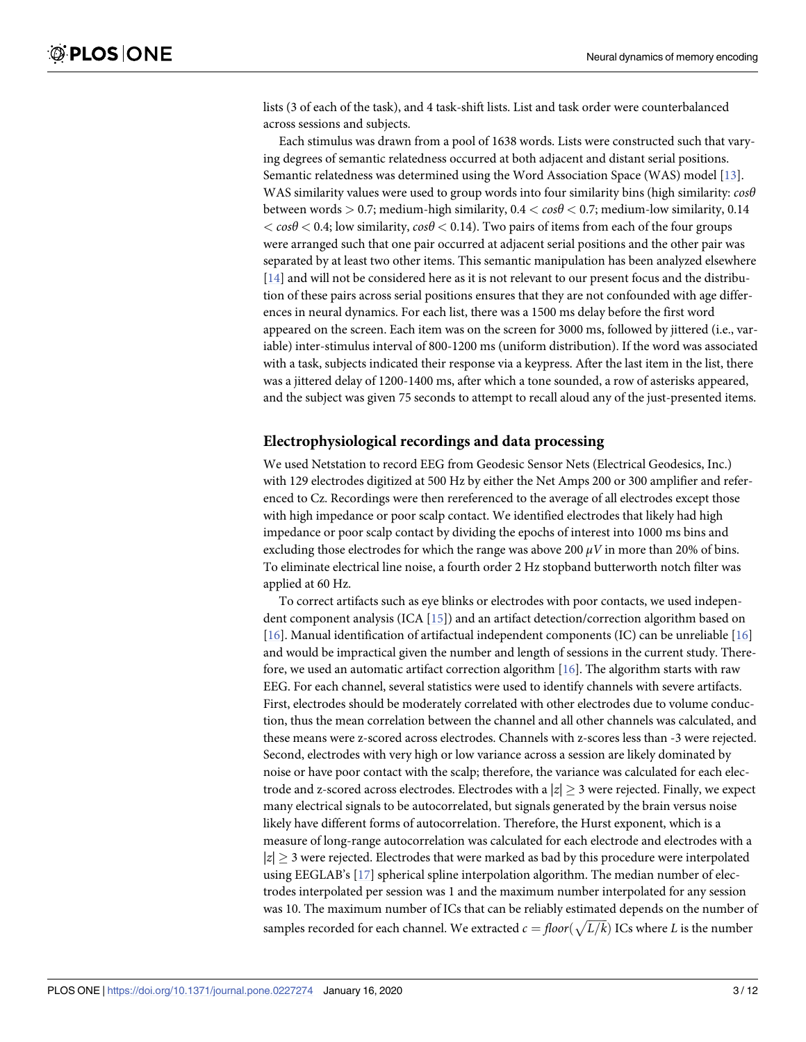lists (3 of each of the task), and 4 task-shift lists. List and task order were counterbalanced across sessions and subjects.

Each stimulus was drawn from a pool of 1638 words. Lists were constructed such that varying degrees of semantic relatedness occurred at both adjacent and distant serial positions. Semantic relatedness was determined using the Word Association Space (WAS) model [13]. WAS similarity values were used to group words into four similarity bins (high similarity: $cos\theta$ between words $> 0.7$; medium-high similarity, $0.4 < cos\theta < 0.7$; medium-low similarity, $0.14 < cos\theta < 0.4$; low similarity, $cos\theta < 0.14$). Two pairs of items from each of the four groups were arranged such that one pair occurred at adjacent serial positions and the other pair was separated by at least two other items. This semantic manipulation has been analyzed elsewhere [14] and will not be considered here as it is not relevant to our present focus and the distribution of these pairs across serial positions ensures that they are not confounded with age differences in neural dynamics. For each list, there was a 1500 ms delay before the first word appeared on the screen. Each item was on the screen for 3000 ms, followed by jittered (i.e., variable) inter-stimulus interval of 800-1200 ms (uniform distribution). If the word was associated with a task, subjects indicated their response via a keypress. After the last item in the list, there was a jittered delay of 1200-1400 ms, after which a tone sounded, a row of asterisks appeared, and the subject was given 75 seconds to attempt to recall aloud any of the just-presented items.

## Electrophysiological recordings and data processing

We used Netstation to record EEG from Geodesic Sensor Nets (Electrical Geodesics, Inc.) with 129 electrodes digitized at 500 Hz by either the Net Amps 200 or 300 amplifier and referenced to Cz. Recordings were then rereferenced to the average of all electrodes except those with high impedance or poor scalp contact. We identified electrodes that likely had high impedance or poor scalp contact by dividing the epochs of interest into 1000 ms bins and excluding those electrodes for which the range was above 200 $\mu V$ in more than 20% of bins. To eliminate electrical line noise, a fourth order 2 Hz stopband butterworth notch filter was applied at 60 Hz.

To correct artifacts such as eye blinks or electrodes with poor contacts, we used independent component analysis (ICA [15]) and an artifact detection/correction algorithm based on [16]. Manual identification of artifactual independent components (IC) can be unreliable [16] and would be impractical given the number and length of sessions in the current study. Therefore, we used an automatic artifact correction algorithm [16]. The algorithm starts with raw EEG. For each channel, several statistics were used to identify channels with severe artifacts. First, electrodes should be moderately correlated with other electrodes due to volume conduction, thus the mean correlation between the channel and all other channels was calculated, and these means were z-scored across electrodes. Channels with z-scores less than -3 were rejected. Second, electrodes with very high or low variance across a session are likely dominated by noise or have poor contact with the scalp; therefore, the variance was calculated for each electrode and z-scored across electrodes. Electrodes with a $|z| \geq 3$ were rejected. Finally, we expect many electrical signals to be autocorrelated, but signals generated by the brain versus noise likely have different forms of autocorrelation. Therefore, the Hurst exponent, which is a measure of long-range autocorrelation was calculated for each electrode and electrodes with a $|z| \geq 3$ were rejected. Electrodes that were marked as bad by this procedure were interpolated using EEGLAB's [17] spherical spline interpolation algorithm. The median number of electrodes interpolated per session was 1 and the maximum number interpolated for any session was 10. The maximum number of ICs that can be reliably estimated depends on the number of samples recorded for each channel. We extracted $c = floor(\sqrt{L/k})$ ICs where $L$ is the number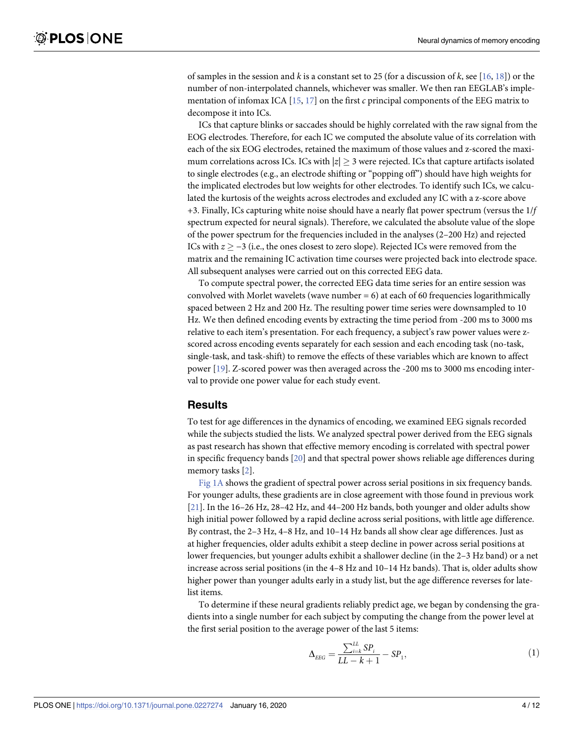of samples in the session and $k$ is a constant set to 25 (for a discussion of $k$, see [16, 18]) or the number of non-interpolated channels, whichever was smaller. We then ran EEGLAB's implementation of infomax ICA [15, 17] on the first $c$ principal components of the EEG matrix to decompose it into ICs.

ICs that capture blinks or saccades should be highly correlated with the raw signal from the EOG electrodes. Therefore, for each IC we computed the absolute value of its correlation with each of the six EOG electrodes, retained the maximum of those values and z-scored the maximum correlations across ICs. ICs with $|z| \geq 3$ were rejected. ICs that capture artifacts isolated to single electrodes (e.g., an electrode shifting or "popping off") should have high weights for the implicated electrodes but low weights for other electrodes. To identify such ICs, we calculated the kurtosis of the weights across electrodes and excluded any IC with a z-score above +3. Finally, ICs capturing white noise should have a nearly flat power spectrum (versus the $1/f$ spectrum expected for neural signals). Therefore, we calculated the absolute value of the slope of the power spectrum for the frequencies included in the analyses (2–200 Hz) and rejected ICs with $z \geq -3$ (i.e., the ones closest to zero slope). Rejected ICs were removed from the matrix and the remaining IC activation time courses were projected back into electrode space. All subsequent analyses were carried out on this corrected EEG data.

To compute spectral power, the corrected EEG data time series for an entire session was convolved with Morlet wavelets (wave number = 6) at each of 60 frequencies logarithmically spaced between 2 Hz and 200 Hz. The resulting power time series were downsampled to 10 Hz. We then defined encoding events by extracting the time period from -200 ms to 3000 ms relative to each item's presentation. For each frequency, a subject's raw power values were z-scored across encoding events separately for each session and each encoding task (no-task, single-task, and task-shift) to remove the effects of these variables which are known to affect power [19]. Z-scored power was then averaged across the -200 ms to 3000 ms encoding interval to provide one power value for each study event.

## Results

To test for age differences in the dynamics of encoding, we examined EEG signals recorded while the subjects studied the lists. We analyzed spectral power derived from the EEG signals as past research has shown that effective memory encoding is correlated with spectral power in specific frequency bands [20] and that spectral power shows reliable age differences during memory tasks [2].

Fig 1A shows the gradient of spectral power across serial positions in six frequency bands. For younger adults, these gradients are in close agreement with those found in previous work [21]. In the 16–26 Hz, 28–42 Hz, and 44–200 Hz bands, both younger and older adults show high initial power followed by a rapid decline across serial positions, with little age difference. By contrast, the 2–3 Hz, 4–8 Hz, and 10–14 Hz bands all show clear age differences. Just as at higher frequencies, older adults exhibit a steep decline in power across serial positions at lower frequencies, but younger adults exhibit a shallower decline (in the 2–3 Hz band) or a net increase across serial positions (in the 4–8 Hz and 10–14 Hz bands). That is, older adults show higher power than younger adults early in a study list, but the age difference reverses for late-list items.

To determine if these neural gradients reliably predict age, we began by condensing the gradients into a single number for each subject by computing the change from the power level at the first serial position to the average power of the last 5 items:

$$\Delta_{EEG} = \frac{\sum_{i=k}^{LL} SP_i}{LL - k + 1} - SP_1, \tag{1}$$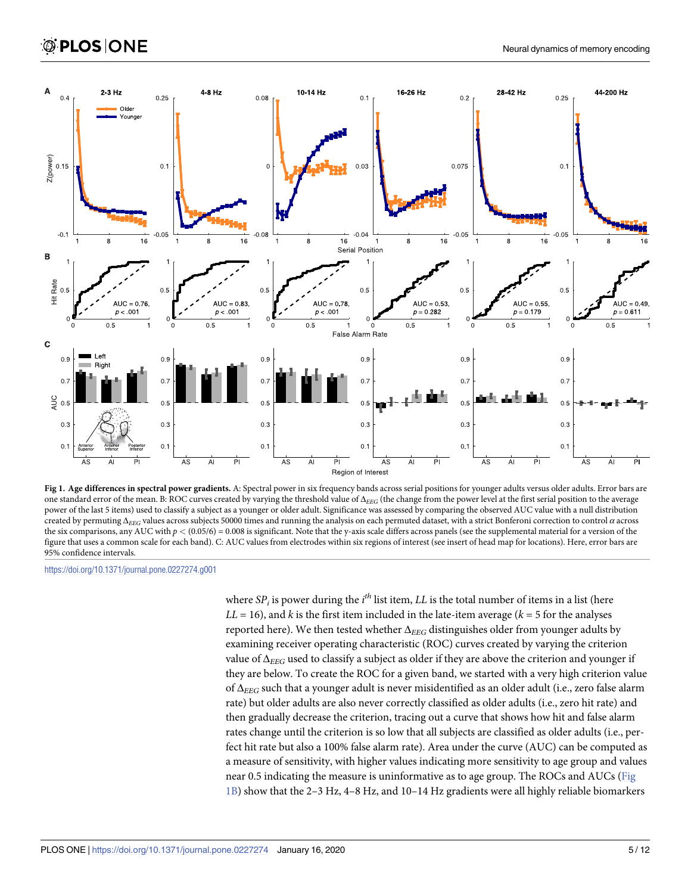**Fig 1. Age differences in spectral power gradients.** A: Spectral power in six frequency bands across serial positions for younger adults versus older adults. Error bars are one standard error of the mean. B: ROC curves created by varying the threshold value of $\Delta_{EEG}$ (the change from the power level at the first serial position to the average power of the last 5 items) used to classify a subject as a younger or older adult. Significance was assessed by comparing the observed AUC value with a null distribution created by permuting $\Delta_{EEG}$ values across subjects 50000 times and running the analysis on each permuted dataset, with a strict Bonferoni correction to control $\alpha$ across the six comparisons, any AUC with $p < (0.05/6) = 0.008$ is significant. Note that the y-axis scale differs across panels (see the supplemental material for a version of the figure that uses a common scale for each band). C: AUC values from electrodes within six regions of interest (see insert of head map for locations). Here, error bars are 95% confidence intervals.

https://doi.org/10.1371/journal.pone.0227274.g001

where $SP_i$ is power during the $i^{th}$ list item, $LL$ is the total number of items in a list (here $LL = 16$), and $k$ is the first item included in the late-item average ($k = 5$ for the analyses reported here). We then tested whether $\Delta_{EEG}$ distinguishes older from younger adults by examining receiver operating characteristic (ROC) curves created by varying the criterion value of $\Delta_{EEG}$ used to classify a subject as older if they are above the criterion and younger if they are below. To create the ROC for a given band, we started with a very high criterion value of $\Delta_{EEG}$ such that a younger adult is never misidentified as an older adult (i.e., zero false alarm rate) but older adults are also never correctly classified as older adults (i.e., zero hit rate) and then gradually decrease the criterion, tracing out a curve that shows how hit and false alarm rates change until the criterion is so low that all subjects are classified as older adults (i.e., perfect hit rate but also a 100% false alarm rate). Area under the curve (AUC) can be computed as a measure of sensitivity, with higher values indicating more sensitivity to age group and values near 0.5 indicating the measure is uninformative as to age group. The ROCs and AUCs (Fig 1B) show that the 2–3 Hz, 4–8 Hz, and 10–14 Hz gradients were all highly reliable biomarkers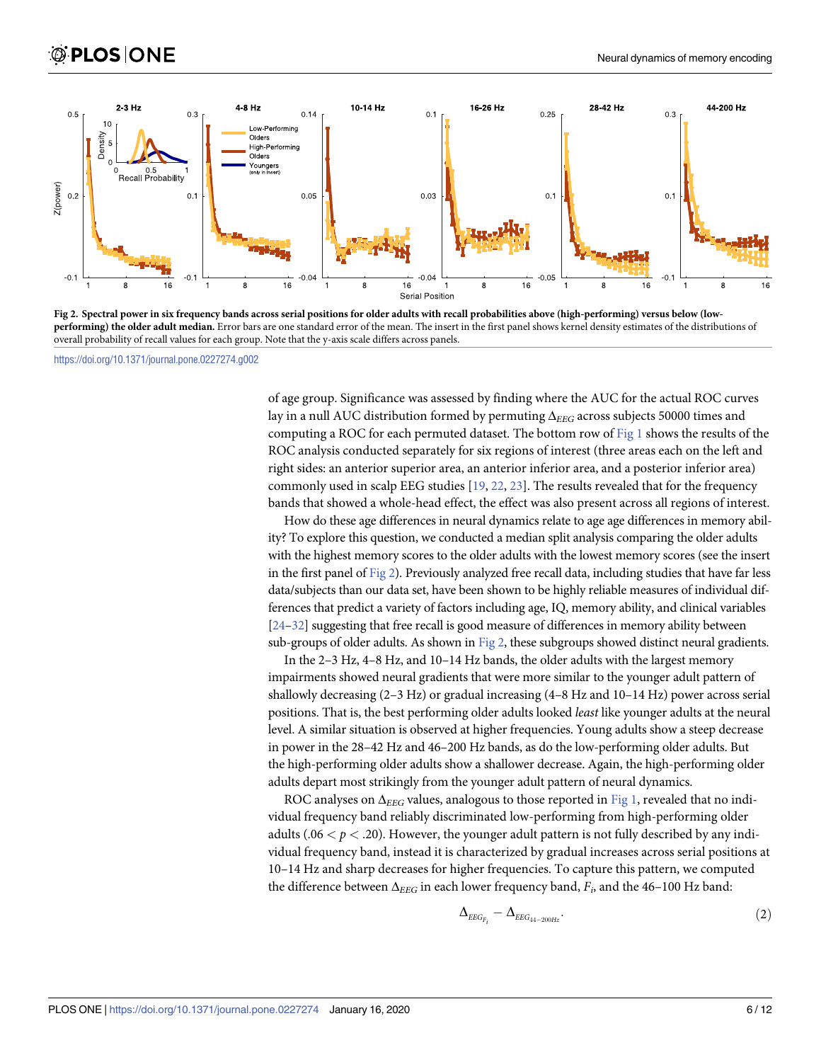**Fig 2. Spectral power in six frequency bands across serial positions for older adults with recall probabilities above (high-performing) versus below (low-performing) the older adult median.** Error bars are one standard error of the mean. The insert in the first panel shows kernel density estimates of the distributions of overall probability of recall values for each group. Note that the y-axis scale differs across panels.

https://doi.org/10.1371/journal.pone.0227274.g002

of age group. Significance was assessed by finding where the AUC for the actual ROC curves lay in a null AUC distribution formed by permuting $\Delta_{EEG}$ across subjects 50000 times and computing a ROC for each permuted dataset. The bottom row of Fig 1 shows the results of the ROC analysis conducted separately for six regions of interest (three areas each on the left and right sides: an anterior superior area, an anterior inferior area, and a posterior inferior area) commonly used in scalp EEG studies [19, 22, 23]. The results revealed that for the frequency bands that showed a whole-head effect, the effect was also present across all regions of interest.

How do these age differences in neural dynamics relate to age age differences in memory ability? To explore this question, we conducted a median split analysis comparing the older adults with the highest memory scores to the older adults with the lowest memory scores (see the insert in the first panel of Fig 2). Previously analyzed free recall data, including studies that have far less data/subjects than our data set, have been shown to be highly reliable measures of individual differences that predict a variety of factors including age, IQ, memory ability, and clinical variables [24–32] suggesting that free recall is good measure of differences in memory ability between sub-groups of older adults. As shown in Fig 2, these subgroups showed distinct neural gradients.

In the 2–3 Hz, 4–8 Hz, and 10–14 Hz bands, the older adults with the largest memory impairments showed neural gradients that were more similar to the younger adult pattern of shallowly decreasing (2–3 Hz) or gradual increasing (4–8 Hz and 10–14 Hz) power across serial positions. That is, the best performing older adults looked *least* like younger adults at the neural level. A similar situation is observed at higher frequencies. Young adults show a steep decrease in power in the 28–42 Hz and 46–200 Hz bands, as do the low-performing older adults. But the high-performing older adults show a shallower decrease. Again, the high-performing older adults depart most strikingly from the younger adult pattern of neural dynamics.

ROC analyses on $\Delta_{EEG}$ values, analogous to those reported in Fig 1, revealed that no individual frequency band reliably discriminated low-performing from high-performing older adults ($.06 < p < .20$). However, the younger adult pattern is not fully described by any individual frequency band, instead it is characterized by gradual increases across serial positions at 10–14 Hz and sharp decreases for higher frequencies. To capture this pattern, we computed the difference between $\Delta_{EEG}$ in each lower frequency band, $F_i$, and the 46–100 Hz band:

$$\Delta_{EEG_{F_i}} - \Delta_{EEG_{44-200Hz}}. \tag{2}$$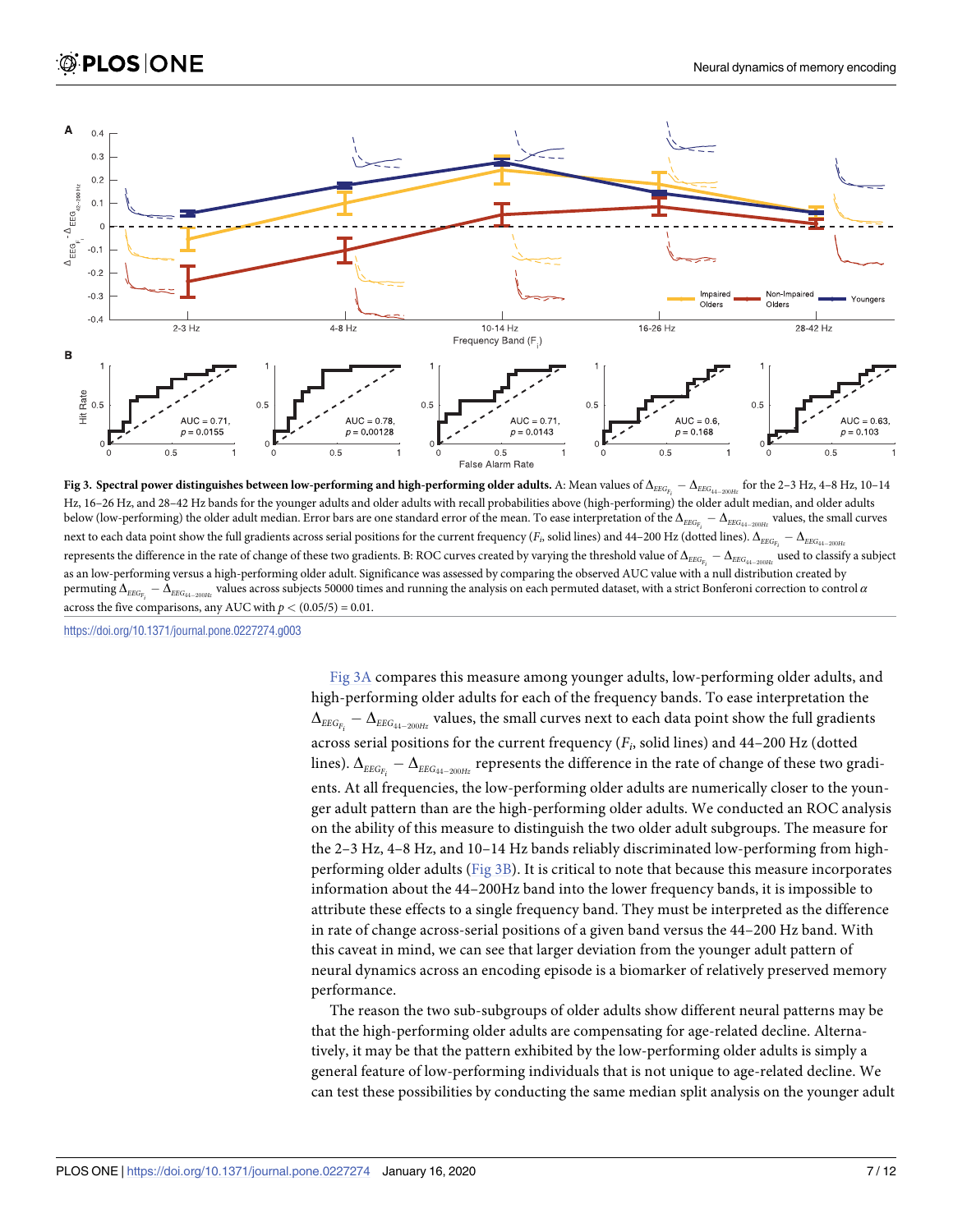**Fig 3. Spectral power distinguishes between low-performing and high-performing older adults.** A: Mean values of $\Delta_{EEG_{F_i}} - \Delta_{EEG_{44-200Hz}}$ for the 2–3 Hz, 4–8 Hz, 10–14 Hz, 16–26 Hz and 28–42 Hz bands for the younger adults and older adults with recall probabilities above (high-performing) the older adult median, and older adults below (low-performing) the older adult median. Error bars are one standard error of the mean. To ease interpretation of the $\Delta_{EEG_{F_i}} - \Delta_{EEG_{44-200Hz}}$ values, the small curves next to each data point show the full gradients across serial positions for the current frequency ($F_i$, solid lines) and 44–200 Hz (dotted lines). $\Delta_{EEG_{F_i}} - \Delta_{EEG_{44-200Hz}}$ represents the difference in the rate of change of these two gradients. B: ROC curves created by varying the threshold value of $\Delta_{EEG_{F_i}} - \Delta_{EEG_{44-200Hz}}$ used to classify a subject as an low-performing versus a high-performing older adult. Significance was assessed by comparing the observed AUC value with a null distribution created by permuting $\Delta_{EEG_{F_i}} - \Delta_{EEG_{44-200Hz}}$ values across subjects 50000 times and running the analysis on each permuted dataset, with a strict Bonferoni correction to control $\alpha$ across the five comparisons, any AUC with $p < (0.05/5) = 0.01$.

https://doi.org/10.1371/journal.pone.0227274.g003

Fig 3A compares this measure among younger adults, low-performing older adults, and high-performing older adults for each of the frequency bands. To ease interpretation the $\Delta_{EEG_{F_i}} - \Delta_{EEG_{44-200Hz}}$ values, the small curves next to each data point show the full gradients across serial positions for the current frequency ($F_i$, solid lines) and 44–200 Hz (dotted lines). $\Delta_{EEG_{F_i}} - \Delta_{EEG_{44-200Hz}}$ represents the difference in the rate of change of these two gradients. At all frequencies, the low-performing older adults are numerically closer to the younger adult pattern than are the high-performing older adults. We conducted an ROC analysis on the ability of this measure to distinguish the two older adult subgroups. The measure for the 2–3 Hz, 4–8 Hz, and 10–14 Hz bands reliably discriminated low-performing from high-performing older adults (Fig 3B). It is critical to note that because this measure incorporates information about the 44–200Hz band into the lower frequency bands, it is impossible to attribute these effects to a single frequency band. They must be interpreted as the difference in rate of change across-serial positions of a given band versus the 44–200 Hz band. With this caveat in mind, we can see that larger deviation from the younger adult pattern of neural dynamics across an encoding episode is a biomarker of relatively preserved memory performance.

The reason the two sub-subgroups of older adults show different neural patterns may be that the high-performing older adults are compensating for age-related decline. Alternatively, it may be that the pattern exhibited by the low-performing older adults is simply a general feature of low-performing individuals that is not unique to age-related decline. We can test these possibilities by conducting the same median split analysis on the younger adult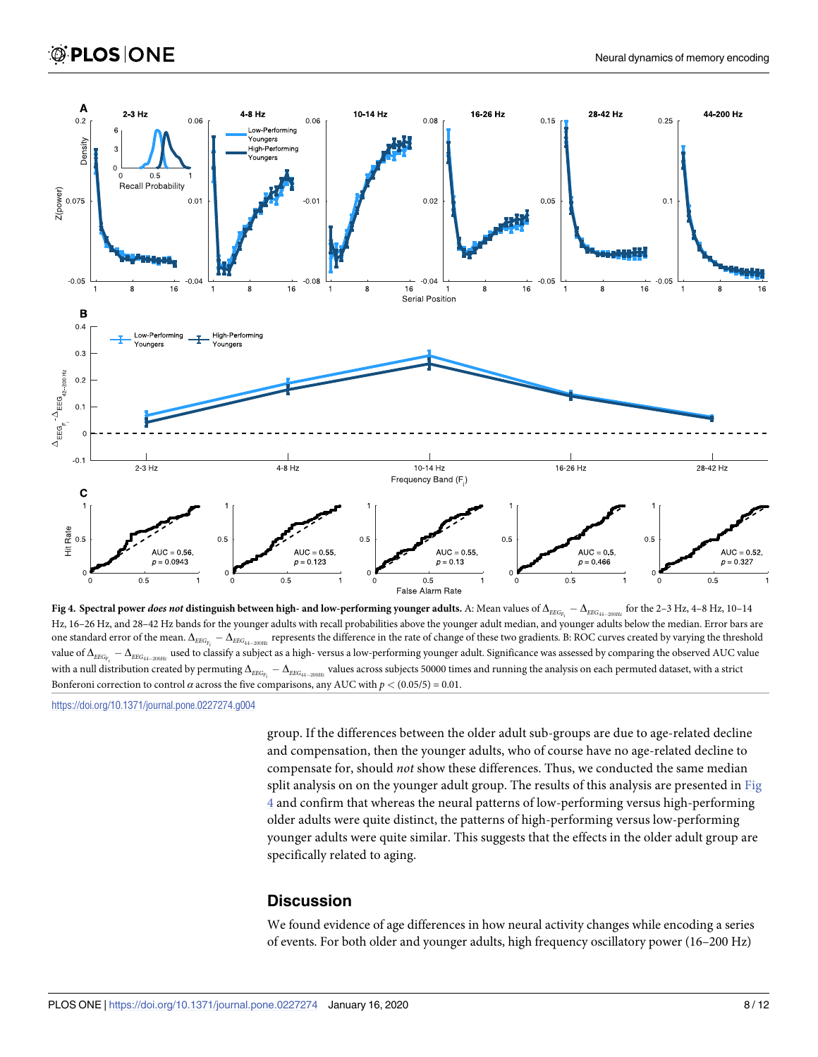**Fig 4. Spectral power *does not* distinguish between high- and low-performing younger adults.** A: Mean values of $\Delta_{EEG_{F_i}} - \Delta_{EEG_{44-200Hz}}$ for the 2–3 Hz, 4–8 Hz, 10–14 Hz, 16–26 Hz, and 28–42 Hz bands for the younger adults with recall probabilities above the younger adult median, and younger adults below the median. Error bars are one standard error of the mean. $\Delta_{EEG_{F_i}} - \Delta_{EEG_{44-200Hz}}$ represents the difference in the rate of change of these two gradients. B: ROC curves created by varying the threshold value of $\Delta_{EEG_{F_i}} - \Delta_{EEG_{44-200Hz}}$ used to classify a subject as a high- versus a low-performing younger adult. Significance was assessed by comparing the observed AUC value with a null distribution created by permuting $\Delta_{EEG_{F_i}} - \Delta_{EEG_{44-200Hz}}$ values across subjects 50000 times and running the analysis on each permuted dataset, with a strict Bonferoni correction to control $\alpha$ across the five comparisons, any AUC with $p < (0.05/5) = 0.01$.

https://doi.org/10.1371/journal.pone.0227274.g004

group. If the differences between the older adult sub-groups are due to age-related decline and compensation, then the younger adults, who of course have no age-related decline to compensate for, should *not* show these differences. Thus, we conducted the same median split analysis on on the younger adult group. The results of this analysis are presented in Fig 4 and confirm that whereas the neural patterns of low-performing versus high-performing older adults were quite distinct, the patterns of high-performing versus low-performing younger adults were quite similar. This suggests that the effects in the older adult group are specifically related to aging.

## Discussion

We found evidence of age differences in how neural activity changes while encoding a series of events. For both older and younger adults, high frequency oscillatory power (16–200 Hz)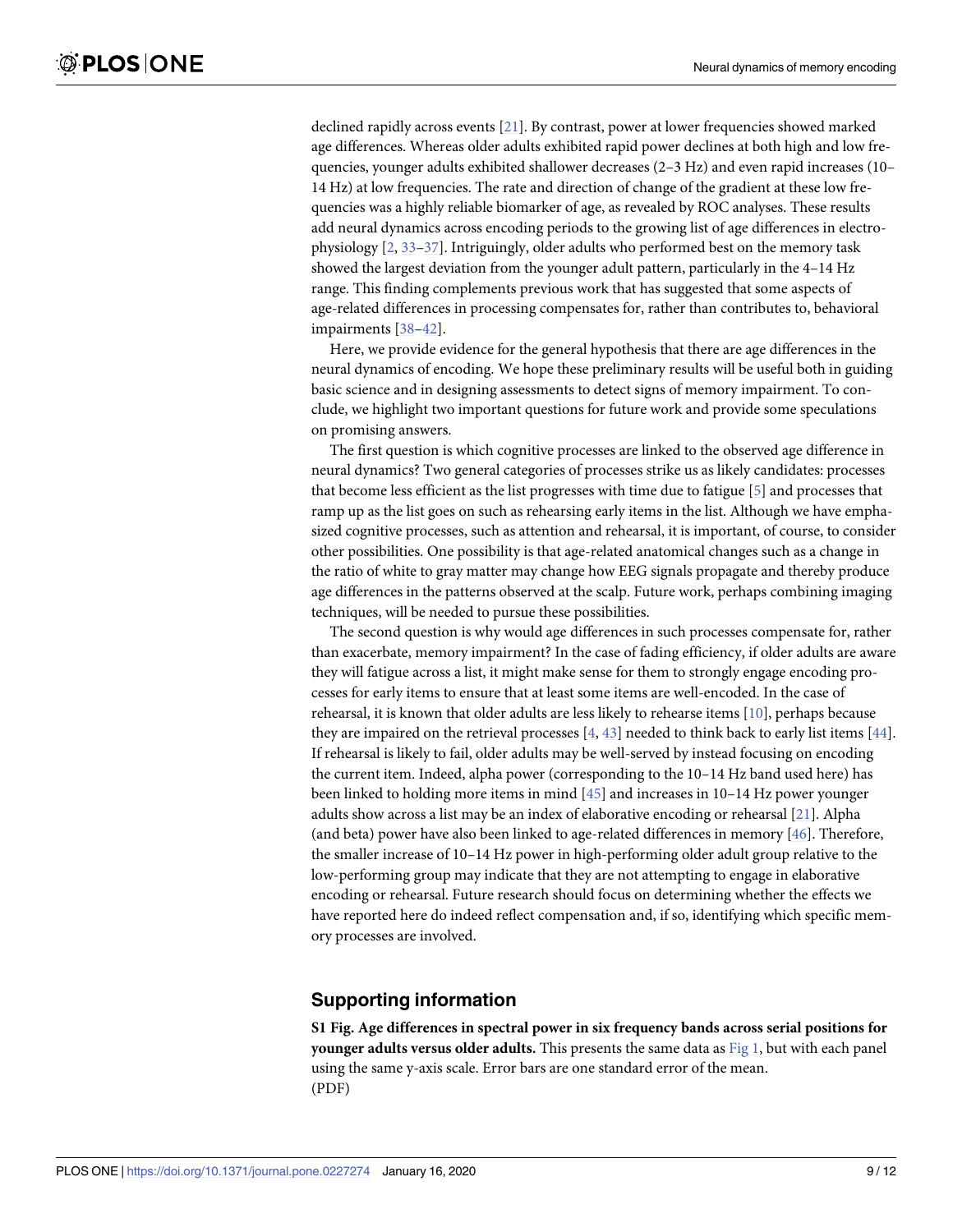declined rapidly across events [21]. By contrast, power at lower frequencies showed marked age differences. Whereas older adults exhibited rapid power declines at both high and low frequencies, younger adults exhibited shallower decreases (2–3 Hz) and even rapid increases (10–14 Hz) at low frequencies. The rate and direction of change of the gradient at these low frequencies was a highly reliable biomarker of age, as revealed by ROC analyses. These results add neural dynamics across encoding periods to the growing list of age differences in electrophysiology [2, 33–37]. Intriguingly, older adults who performed best on the memory task showed the largest deviation from the younger adult pattern, particularly in the 4–14 Hz range. This finding complements previous work that has suggested that some aspects of age-related differences in processing compensates for, rather than contributes to, behavioral impairments [38–42].

Here, we provide evidence for the general hypothesis that there are age differences in the neural dynamics of encoding. We hope these preliminary results will be useful both in guiding basic science and in designing assessments to detect signs of memory impairment. To conclude, we highlight two important questions for future work and provide some speculations on promising answers.

The first question is which cognitive processes are linked to the observed age difference in neural dynamics? Two general categories of processes strike us as likely candidates: processes that become less efficient as the list progresses with time due to fatigue [5] and processes that ramp up as the list goes on such as rehearsing early items in the list. Although we have emphasized cognitive processes, such as attention and rehearsal, it is important, of course, to consider other possibilities. One possibility is that age-related anatomical changes such as a change in the ratio of white to gray matter may change how EEG signals propagate and thereby produce age differences in the patterns observed at the scalp. Future work, perhaps combining imaging techniques, will be needed to pursue these possibilities.

The second question is why would age differences in such processes compensate for, rather than exacerbate, memory impairment? In the case of fading efficiency, if older adults are aware they will fatigue across a list, it might make sense for them to strongly engage encoding processes for early items to ensure that at least some items are well-encoded. In the case of rehearsal, it is known that older adults are less likely to rehearse items [10], perhaps because they are impaired on the retrieval processes [4, 43] needed to think back to early list items [44]. If rehearsal is likely to fail, older adults may be well-served by instead focusing on encoding the current item. Indeed, alpha power (corresponding to the 10–14 Hz band used here) has been linked to holding more items in mind [45] and increases in 10–14 Hz power younger adults show across a list may be an index of elaborative encoding or rehearsal [21]. Alpha (and beta) power have also been linked to age-related differences in memory [46]. Therefore, the smaller increase of 10–14 Hz power in high-performing older adult group relative to the low-performing group may indicate that they are not attempting to engage in elaborative encoding or rehearsal. Future research should focus on determining whether the effects we have reported here do indeed reflect compensation and, if so, identifying which specific memory processes are involved.

## Supporting information

**S1 Fig. Age differences in spectral power in six frequency bands across serial positions for younger adults versus older adults.** This presents the same data as Fig 1, but with each panel using the same y-axis scale. Error bars are one standard error of the mean.
(PDF)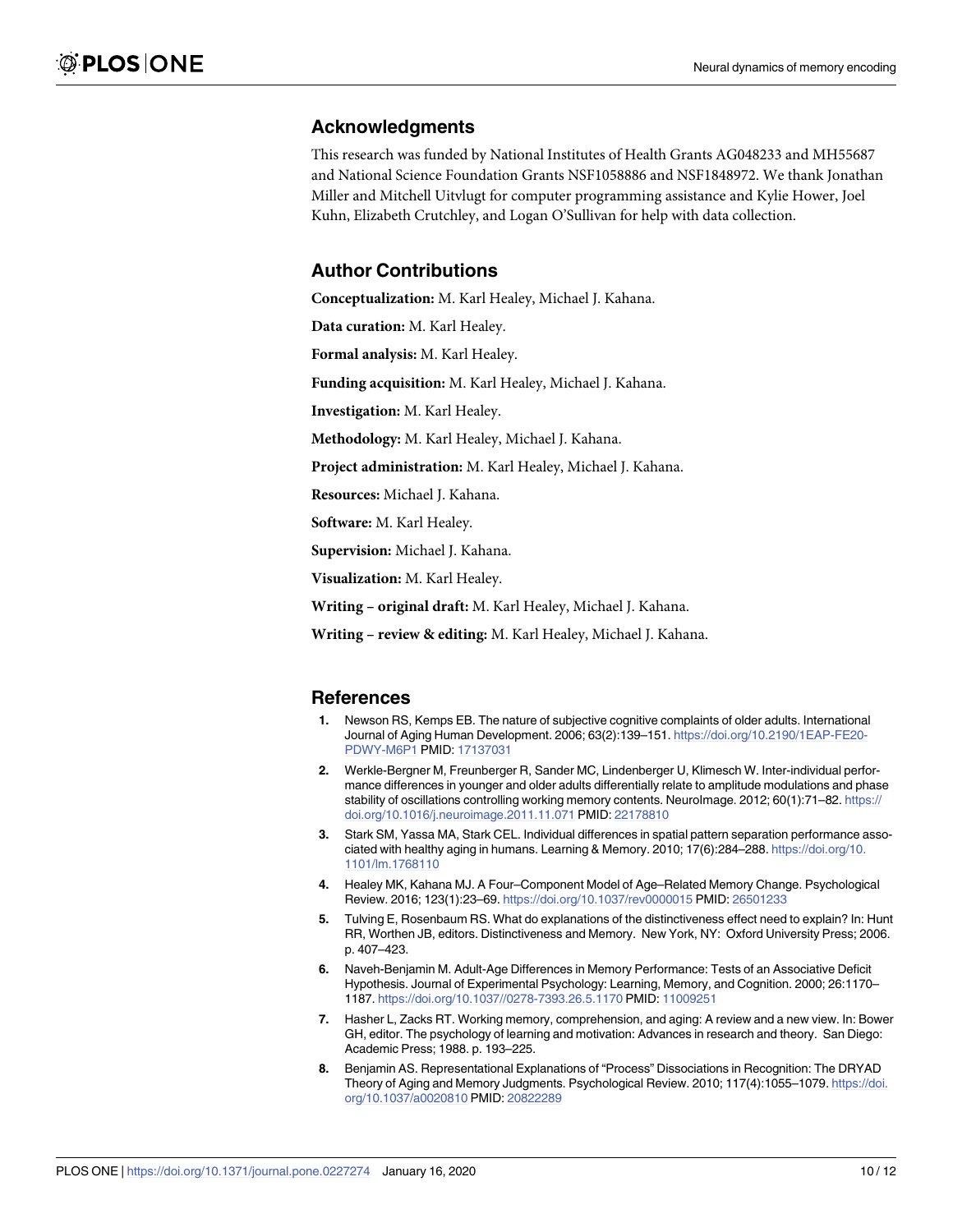## Acknowledgments

This research was funded by National Institutes of Health Grants AG048233 and MH55687 and National Science Foundation Grants NSF1058886 and NSF1848972. We thank Jonathan Miller and Mitchell Uitvlugt for computer programming assistance and Kylie Hower, Joel Kuhn, Elizabeth Crutchley, and Logan O'Sullivan for help with data collection.

## Author Contributions

**Conceptualization:** M. Karl Healey, Michael J. Kahana.

**Data curation:** M. Karl Healey.

**Formal analysis:** M. Karl Healey.

**Funding acquisition:** M. Karl Healey, Michael J. Kahana.

**Investigation:** M. Karl Healey.

**Methodology:** M. Karl Healey, Michael J. Kahana.

**Project administration:** M. Karl Healey, Michael J. Kahana.

**Resources:** Michael J. Kahana.

**Software:** M. Karl Healey.

**Supervision:** Michael J. Kahana.

**Visualization:** M. Karl Healey.

**Writing – original draft:** M. Karl Healey, Michael J. Kahana.

**Writing – review & editing:** M. Karl Healey, Michael J. Kahana.

## References

1. Newson RS, Kemps EB. The nature of subjective cognitive complaints of older adults. International Journal of Aging Human Development. 2006; 63(2):139–151. https://doi.org/10.2190/1EAP-FE20-PDWY-M6P1 PMID: 17137031
2. Werkle-Bergner M, Freunberger R, Sander MC, Lindenberger U, Klimesch W. Inter-individual performance differences in younger and older adults differentially relate to amplitude modulations and phase stability of oscillations controlling working memory contents. NeuroImage. 2012; 60(1):71–82. https://doi.org/10.1016/j.neuroimage.2011.11.071 PMID: 22178810
3. Stark SM, Yassa MA, Stark CEL. Individual differences in spatial pattern separation performance associated with healthy aging in humans. Learning & Memory. 2010; 17(6):284–288. https://doi.org/10.1101/lm.1768110
4. Healey MK, Kahana MJ. A Four–Component Model of Age–Related Memory Change. Psychological Review. 2016; 123(1):23–69. https://doi.org/10.1037/rev0000015 PMID: 26501233
5. Tulving E, Rosenbaum RS. What do explanations of the distinctiveness effect need to explain? In: Hunt RR, Worthen JB, editors. Distinctiveness and Memory. New York, NY: Oxford University Press; 2006. p. 407–423.
6. Naveh-Benjamin M. Adult-Age Differences in Memory Performance: Tests of an Associative Deficit Hypothesis. Journal of Experimental Psychology: Learning, Memory, and Cognition. 2000; 26:1170–1187. https://doi.org/10.1037//0278-7393.26.5.1170 PMID: 11009251
7. Hasher L, Zacks RT. Working memory, comprehension, and aging: A review and a new view. In: Bower GH, editor. The psychology of learning and motivation: Advances in research and theory. San Diego: Academic Press; 1988. p. 193–225.
8. Benjamin AS. Representational Explanations of "Process" Dissociations in Recognition: The DRYAD Theory of Aging and Memory Judgments. Psychological Review. 2010; 117(4):1055–1079. https://doi.org/10.1037/a0020810 PMID: 20822289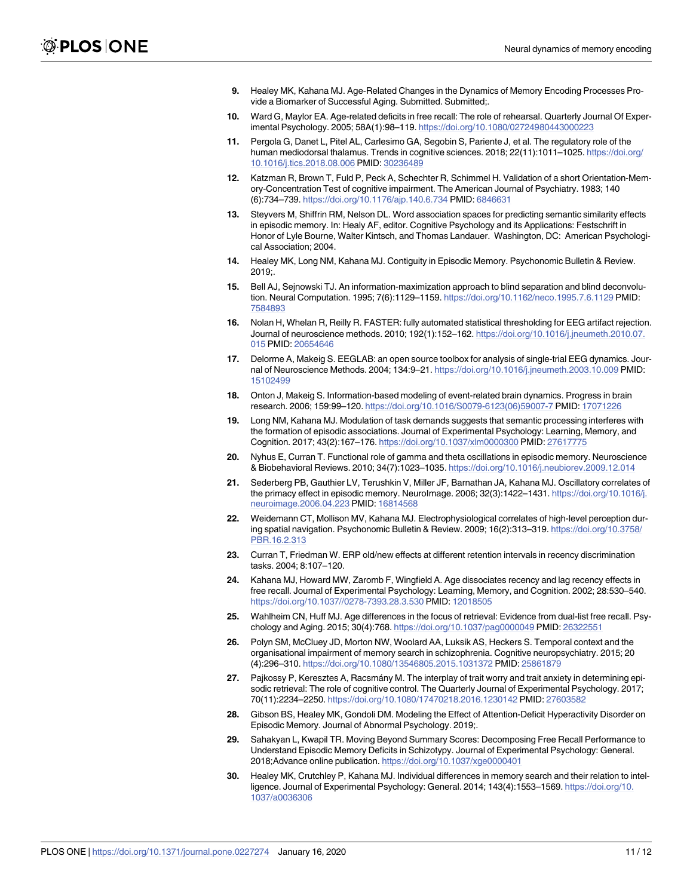9. Healey MK, Kahana MJ. Age-Related Changes in the Dynamics of Memory Encoding Processes Provide a Biomarker of Successful Aging. Submitted. Submitted;.
10. Ward G, Maylor EA. Age-related deficits in free recall: The role of rehearsal. Quarterly Journal Of Experimental Psychology. 2005; 58A(1):98–119. https://doi.org/10.1080/02724980443000223
11. Pergola G, Danet L, Pitel AL, Carlesimo GA, Segobin S, Pariente J, et al. The regulatory role of the human mediodorsal thalamus. Trends in cognitive sciences. 2018; 22(11):1011–1025. https://doi.org/10.1016/j.tics.2018.08.006 PMID: 30236489
12. Katzman R, Brown T, Fuld P, Peck A, Schechter R, Schimmel H. Validation of a short Orientation-Memory-Concentration Test of cognitive impairment. The American Journal of Psychiatry. 1983; 140 (6):734–739. https://doi.org/10.1176/ajp.140.6.734 PMID: 6846631
13. Steyvers M, Shiffrin RM, Nelson DL. Word association spaces for predicting semantic similarity effects in episodic memory. In: Healy AF, editor. Cognitive Psychology and its Applications: Festschrift in Honor of Lyle Bourne, Walter Kintsch, and Thomas Landauer. Washington, DC: American Psychological Association; 2004.
14. Healey MK, Long NM, Kahana MJ. Contiguity in Episodic Memory. Psychonomic Bulletin & Review. 2019;.
15. Bell AJ, Sejnowski TJ. An information-maximization approach to blind separation and blind deconvolution. Neural Computation. 1995; 7(6):1129–1159. https://doi.org/10.1162/neco.1995.7.6.1129 PMID: 7584893
16. Nolan H, Whelan R, Reilly R. FASTER: fully automated statistical thresholding for EEG artifact rejection. Journal of neuroscience methods. 2010; 192(1):152–162. https://doi.org/10.1016/j.jneumeth.2010.07.015 PMID: 20654646
17. Delorme A, Makeig S. EEGLAB: an open source toolbox for analysis of single-trial EEG dynamics. Journal of Neuroscience Methods. 2004; 134:9–21. https://doi.org/10.1016/j.jneumeth.2003.10.009 PMID: 15102499
18. Onton J, Makeig S. Information-based modeling of event-related brain dynamics. Progress in brain research. 2006; 159:99–120. https://doi.org/10.1016/S0079-6123(06)59007-7 PMID: 17071226
19. Long NM, Kahana MJ. Modulation of task demands suggests that semantic processing interferes with the formation of episodic associations. Journal of Experimental Psychology: Learning, Memory, and Cognition. 2017; 43(2):167–176. https://doi.org/10.1037/xlm0000300 PMID: 27617775
20. Nyhus E, Curran T. Functional role of gamma and theta oscillations in episodic memory. Neuroscience & Biobehavioral Reviews. 2010; 34(7):1023–1035. https://doi.org/10.1016/j.neubiorev.2009.12.014
21. Sederberg PB, Gauthier LV, Terushkin V, Miller JF, Barnathan JA, Kahana MJ. Oscillatory correlates of the primacy effect in episodic memory. NeuroImage. 2006; 32(3):1422–1431. https://doi.org/10.1016/j.neuroimage.2006.04.223 PMID: 16814568
22. Weidemann CT, Mollison MV, Kahana MJ. Electrophysiological correlates of high-level perception during spatial navigation. Psychonomic Bulletin & Review. 2009; 16(2):313–319. https://doi.org/10.3758/PBR.16.2.313
23. Curran T, Friedman W. ERP old/new effects at different retention intervals in recency discrimination tasks. 2004; 8:107–120.
24. Kahana MJ, Howard MW, Zaromb F, Wingfield A. Age dissociates recency and lag recency effects in free recall. Journal of Experimental Psychology: Learning, Memory, and Cognition. 2002; 28:530–540. https://doi.org/10.1037//0278-7393.28.3.530 PMID: 12018505
25. Wahlheim CN, Huff MJ. Age differences in the focus of retrieval: Evidence from dual-list free recall. Psychology and Aging. 2015; 30(4):768. https://doi.org/10.1037/pag0000049 PMID: 26322551
26. Polyn SM, McCluey JD, Morton NW, Woolard AA, Luksik AS, Heckers S. Temporal context and the organisational impairment of memory search in schizophrenia. Cognitive neuropsychiatry. 2015; 20 (4):296–310. https://doi.org/10.1080/13546805.2015.1031372 PMID: 25861879
27. Pajkossy P, Keresztes A, Racsmány M. The interplay of trait worry and trait anxiety in determining episodic retrieval: The role of cognitive control. The Quarterly Journal of Experimental Psychology. 2017; 70(11):2234–2250. https://doi.org/10.1080/17470218.2016.1230142 PMID: 27603582
28. Gibson BS, Healey MK, Gondoli DM. Modeling the Effect of Attention-Deficit Hyperactivity Disorder on Episodic Memory. Journal of Abnormal Psychology. 2019;.
29. Sahakyan L, Kwapil TR. Moving Beyond Summary Scores: Decomposing Free Recall Performance to Understand Episodic Memory Deficits in Schizotypy. Journal of Experimental Psychology: General. 2018;Advance online publication. https://doi.org/10.1037/xge0000401
30. Healey MK, Crutchley P, Kahana MJ. Individual differences in memory search and their relation to intelligence. Journal of Experimental Psychology: General. 2014; 143(4):1553–1569. https://doi.org/10.1037/a0036306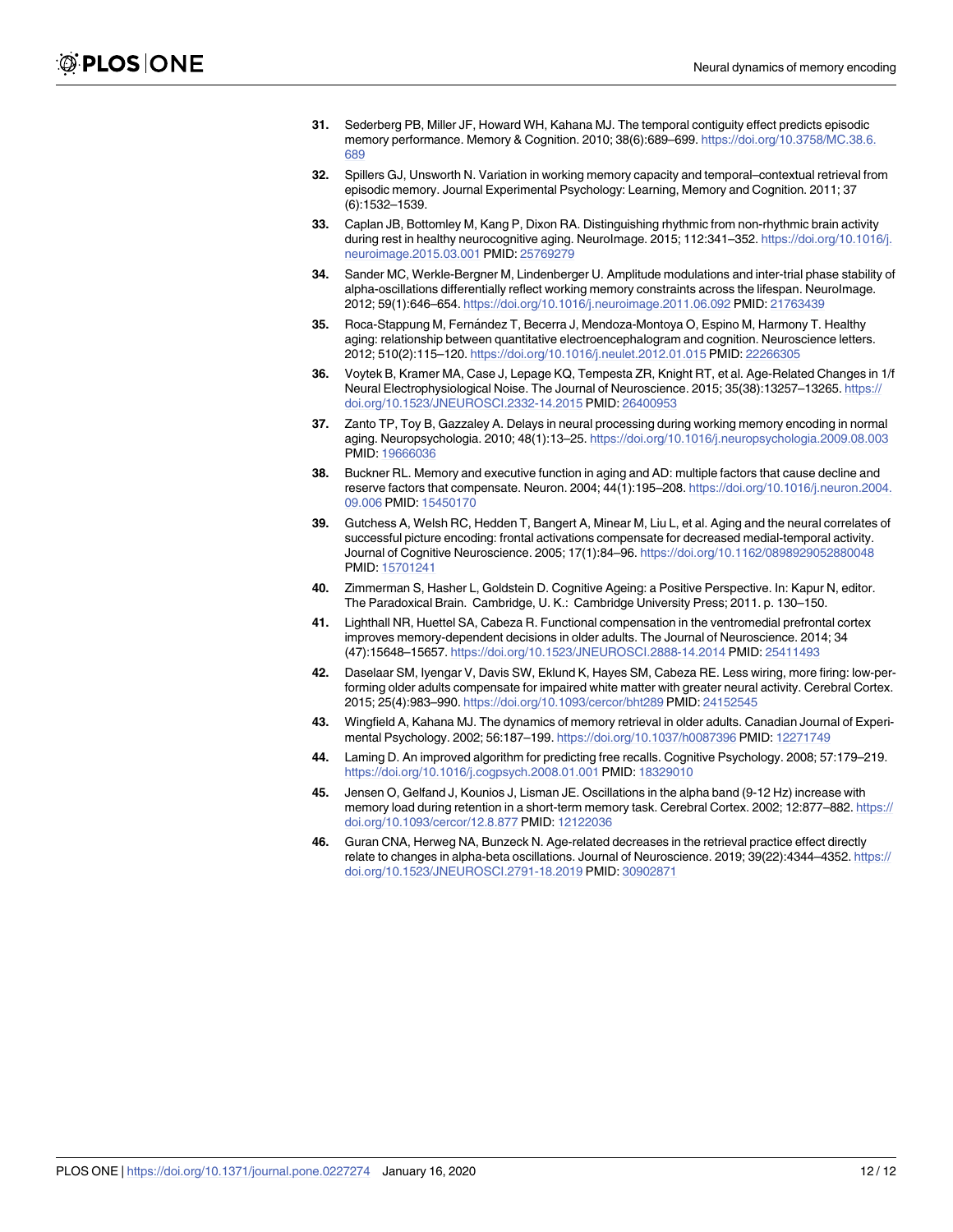31. Sederberg PB, Miller JF, Howard WH, Kahana MJ. The temporal contiguity effect predicts episodic memory performance. Memory & Cognition. 2010; 38(6):689–699. https://doi.org/10.3758/MC.38.6.689

32. Spillers GJ, Unsworth N. Variation in working memory capacity and temporal–contextual retrieval from episodic memory. Journal Experimental Psychology: Learning, Memory and Cognition. 2011; 37 (6):1532–1539.

33. Caplan JB, Bottomley M, Kang P, Dixon RA. Distinguishing rhythmic from non-rhythmic brain activity during rest in healthy neurocognitive aging. NeuroImage. 2015; 112:341–352. https://doi.org/10.1016/j.neuroimage.2015.03.001 PMID: 25769279

34. Sander MC, Werkle-Bergner M, Lindenberger U. Amplitude modulations and inter-trial phase stability of alpha-oscillations differentially reflect working memory constraints across the lifespan. NeuroImage. 2012; 59(1):646–654. https://doi.org/10.1016/j.neuroimage.2011.06.092 PMID: 21763439

35. Roca-Stappung M, Fernández T, Becerra J, Mendoza-Montoya O, Espino M, Harmony T. Healthy aging: relationship between quantitative electroencephalogram and cognition. Neuroscience letters. 2012; 510(2):115–120. https://doi.org/10.1016/j.neulet.2012.01.015 PMID: 22266305

36. Voytek B, Kramer MA, Case J, Lepage KQ, Tempesta ZR, Knight RT, et al. Age-Related Changes in 1/f Neural Electrophysiological Noise. The Journal of Neuroscience. 2015; 35(38):13257–13265. https://doi.org/10.1523/JNEUROSCI.2332-14.2015 PMID: 26400953

37. Zanto TP, Toy B, Gazzaley A. Delays in neural processing during working memory encoding in normal aging. Neuropsychologia. 2010; 48(1):13–25. https://doi.org/10.1016/j.neuropsychologia.2009.08.003 PMID: 19666036

38. Buckner RL. Memory and executive function in aging and AD: multiple factors that cause decline and reserve factors that compensate. Neuron. 2004; 44(1):195–208. https://doi.org/10.1016/j.neuron.2004.09.006 PMID: 15450170

39. Gutchess A, Welsh RC, Hedden T, Bangert A, Minear M, Liu L, et al. Aging and the neural correlates of successful picture encoding: frontal activations compensate for decreased medial-temporal activity. Journal of Cognitive Neuroscience. 2005; 17(1):84–96. https://doi.org/10.1162/0898929052880048 PMID: 15701241

40. Zimmerman S, Hasher L, Goldstein D. Cognitive Ageing: a Positive Perspective. In: Kapur N, editor. The Paradoxical Brain. Cambridge, U. K.: Cambridge University Press; 2011. p. 130–150.

41. Lighthall NR, Huettel SA, Cabeza R. Functional compensation in the ventromedial prefrontal cortex improves memory-dependent decisions in older adults. The Journal of Neuroscience. 2014; 34 (47):15648–15657. https://doi.org/10.1523/JNEUROSCI.2888-14.2014 PMID: 25411493

42. Daselaar SM, Iyengar V, Davis SW, Eklund K, Hayes SM, Cabeza RE. Less wiring, more firing: low-performing older adults compensate for impaired white matter with greater neural activity. Cerebral Cortex. 2015; 25(4):983–990. https://doi.org/10.1093/cercor/bht289 PMID: 24152545

43. Wingfield A, Kahana MJ. The dynamics of memory retrieval in older adults. Canadian Journal of Experimental Psychology. 2002; 56:187–199. https://doi.org/10.1037/h0087396 PMID: 12271749

44. Laming D. An improved algorithm for predicting free recalls. Cognitive Psychology. 2008; 57:179–219. https://doi.org/10.1016/j.cogpsych.2008.01.001 PMID: 18329010

45. Jensen O, Gelfand J, Kounios J, Lisman JE. Oscillations in the alpha band (9-12 Hz) increase with memory load during retention in a short-term memory task. Cerebral Cortex. 2002; 12:877–882. https://doi.org/10.1093/cercor/12.8.877 PMID: 12122036

46. Guran CNA, Herweg NA, Bunzeck N. Age-related decreases in the retrieval practice effect directly relate to changes in alpha-beta oscillations. Journal of Neuroscience. 2019; 39(22):4344–4352. https://doi.org/10.1523/JNEUROSCI.2791-18.2019 PMID: 30902871